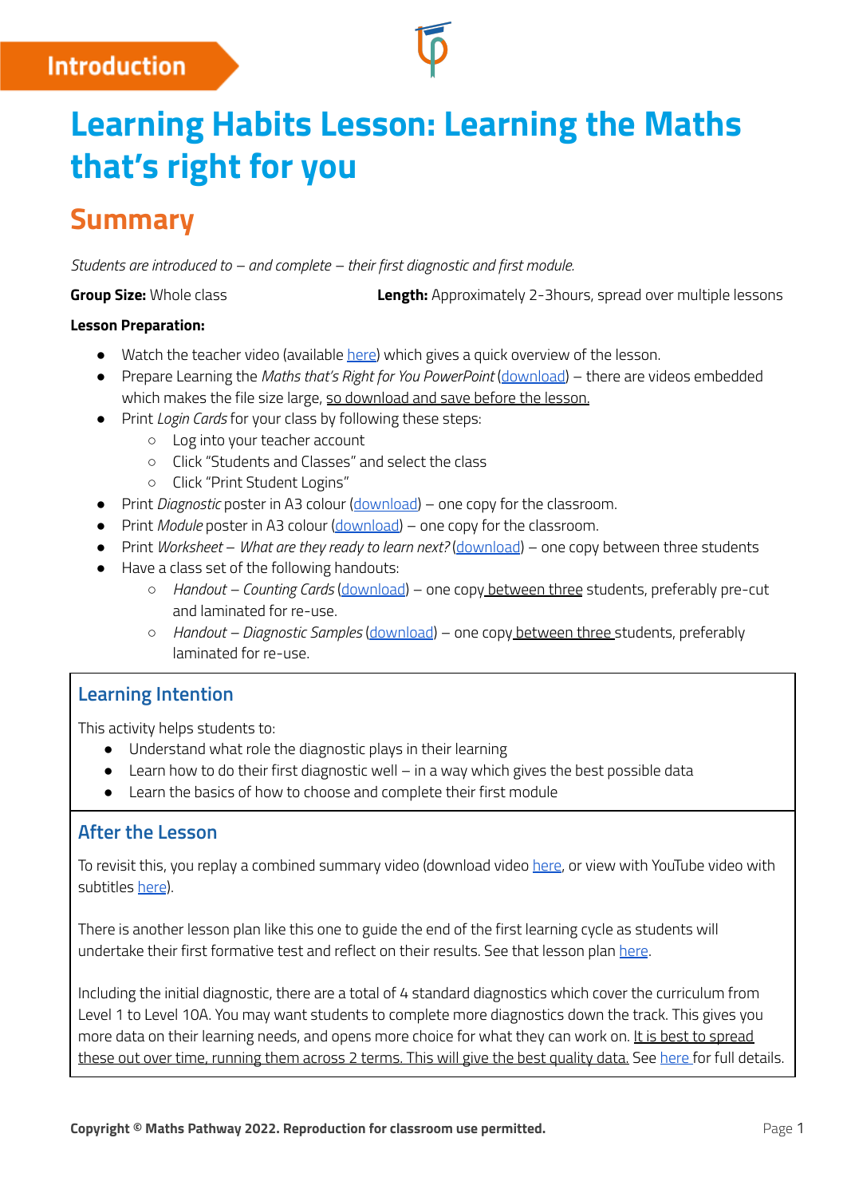Introduction

# Learning Habits Lesson: Learning the Maths that's right for you

## Summary

*Students are introduced to – and complete – their first diagnostic and first module.*

**Group Size:** Whole class

**Length:** Approximately 2-3hours, spread over multiple lessons

**Lesson Preparation:**

- Watch the teacher video (available here) which gives a quick overview of the lesson.
- Prepare Learning the *Maths that's Right for You PowerPoint* (download) – there are videos embedded which makes the file size large, so download and save before the lesson.
- Print *Login Cards* for your class by following these steps:
  - Log into your teacher account
  - Click "Students and Classes" and select the class
  - Click "Print Student Logins"
- Print *Diagnostic* poster in A3 colour (download) – one copy for the classroom.
- Print *Module* poster in A3 colour (download) – one copy for the classroom.
- Print *Worksheet – What are they ready to learn next?* (download) – one copy between three students
- Have a class set of the following handouts:
  - *Handout – Counting Cards* (download) – one copy between three students, preferably pre-cut and laminated for re-use.
  - *Handout – Diagnostic Samples* (download) – one copy between three students, preferably laminated for re-use.

### Learning Intention

This activity helps students to:

- Understand what role the diagnostic plays in their learning
- Learn how to do their first diagnostic well – in a way which gives the best possible data
- Learn the basics of how to choose and complete their first module

### After the Lesson

To revisit this, you replay a combined summary video (download video here, or view with YouTube video with subtitles here).

There is another lesson plan like this one to guide the end of the first learning cycle as students will undertake their first formative test and reflect on their results. See that lesson plan here.

Including the initial diagnostic, there are a total of 4 standard diagnostics which cover the curriculum from Level 1 to Level 10A. You may want students to complete more diagnostics down the track. This gives you more data on their learning needs, and opens more choice for what they can work on. It is best to spread these out over time, running them across 2 terms. This will give the best quality data. See here for full details.

**Copyright © Maths Pathway 2022. Reproduction for classroom use permitted.**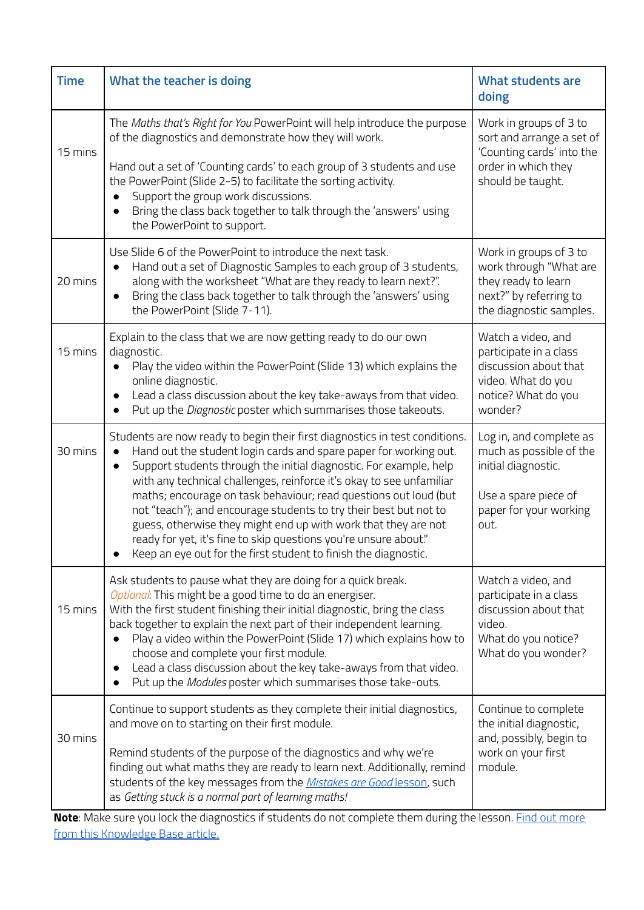| Time | What the teacher is doing | What students are doing |
|---|---|---|
| 15 mins | The *Maths that's Right for You* PowerPoint will help introduce the purpose of the diagnostics and demonstrate how they will work.<br><br>Hand out a set of 'Counting cards' to each group of 3 students and use the PowerPoint (Slide 2-5) to facilitate the sorting activity.<br>• Support the group work discussions.<br>• Bring the class back together to talk through the 'answers' using the PowerPoint to support. | Work in groups of 3 to sort and arrange a set of 'Counting cards' into the order in which they should be taught. |
| 20 mins | Use Slide 6 of the PowerPoint to introduce the next task.<br>• Hand out a set of Diagnostic Samples to each group of 3 students, along with the worksheet "What are they ready to learn next?".<br>• Bring the class back together to talk through the 'answers' using the PowerPoint (Slide 7-11). | Work in groups of 3 to work through "What are they ready to learn next?" by referring to the diagnostic samples. |
| 15 mins | Explain to the class that we are now getting ready to do our own diagnostic.<br>• Play the video within the PowerPoint (Slide 13) which explains the online diagnostic.<br>• Lead a class discussion about the key take-aways from that video.<br>• Put up the *Diagnostic* poster which summarises those takeouts. | Watch a video, and participate in a class discussion about that video. What do you notice? What do you wonder? |
| 30 mins | Students are now ready to begin their first diagnostics in test conditions.<br>• Hand out the student login cards and spare paper for working out.<br>• Support students through the initial diagnostic. For example, help with any technical challenges, reinforce it's okay to see unfamiliar maths; encourage on task behaviour; read questions out loud (but not "teach"); and encourage students to try their best but not to guess, otherwise they might end up with work that they are not ready for yet, it's fine to skip questions you're unsure about."<br>• Keep an eye out for the first student to finish the diagnostic. | Log in, and complete as much as possible of the initial diagnostic.<br><br>Use a spare piece of paper for your working out. |
| 15 mins | Ask students to pause what they are doing for a quick break.<br>*Optional*: This might be a good time to do an energiser.<br>With the first student finishing their initial diagnostic, bring the class back together to explain the next part of their independent learning.<br>• Play a video within the PowerPoint (Slide 17) which explains how to choose and complete your first module.<br>• Lead a class discussion about the key take-aways from that video.<br>• Put up the *Modules* poster which summarises those take-outs. | Watch a video, and participate in a class discussion about that video.<br>What do you notice?<br>What do you wonder? |
| 30 mins | Continue to support students as they complete their initial diagnostics, and move on to starting on their first module.<br><br>Remind students of the purpose of the diagnostics and why we're finding out what maths they are ready to learn next. Additionally, remind students of the key messages from the [*Mistakes are Good* lesson](), such as *Getting stuck is a normal part of learning maths!* | Continue to complete the initial diagnostic, and, possibly, begin to work on your first module. |

**Note**: Make sure you lock the diagnostics if students do not complete them during the lesson. [Find out more from this Knowledge Base article.]()